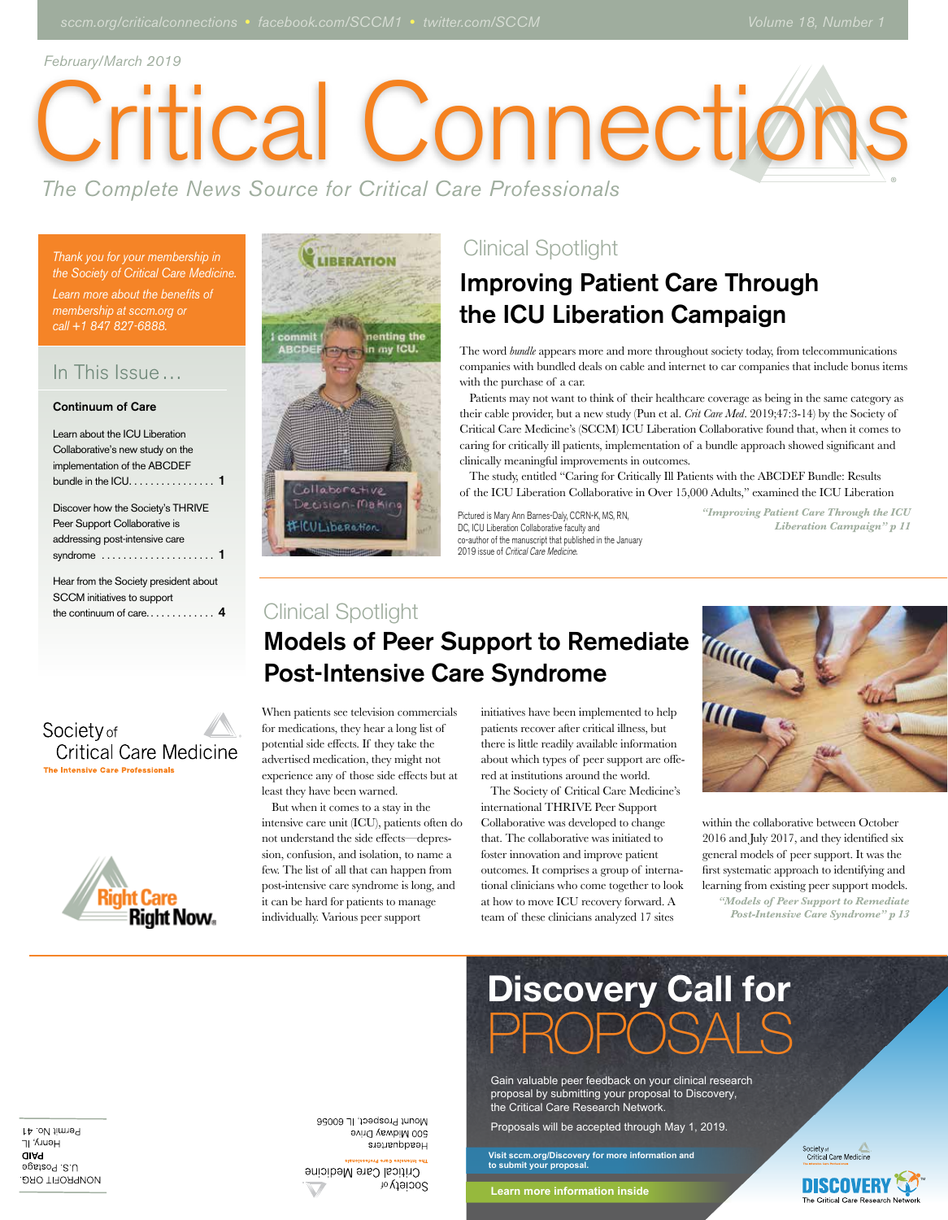February/March 2019

# Critical Connections

*The Complete News Source for Critical Care Professionals*

*Thank you for your membership in the Society of Critical Care Medicine.*

*Learn more about the benefits of membership at sccm.org or call +1 847 827-6888.*

## In This Issue…

**Continuum of Care**

Learn about the ICU Liberation Collaborative's new study on the implementation of the ABCDEF bundle in the ICU. . . . . . . . . . . . . . . . 1

Discover how the Society's THRIVE Peer Support Collaborative is addressing post-intensive care syndrome . . . . . . . . . . . . . . . . . . . . . 1

Hear from the Society president about SCCM initiatives to support the continuum of care. . . . . . . . . . . . . 4

Society of Critical Care Medicine
The Intensive Care Professionals

Right Care Right Now®

Clinical Spotlight

## Improving Patient Care Through the ICU Liberation Campaign

The word *bundle* appears more and more throughout society today, from telecommunications companies with bundled deals on cable and internet to car companies that include bonus items with the purchase of a car.

Patients may not want to think of their healthcare coverage as being in the same category as their cable provider, but a new study (Pun et al. *Crit Care Med*. 2019;47:3-14) by the Society of Critical Care Medicine's (SCCM) ICU Liberation Collaborative found that, when it comes to caring for critically ill patients, implementation of a bundle approach showed significant and clinically meaningful improvements in outcomes.

The study, entitled "Caring for Critically Ill Patients with the ABCDEF Bundle: Results of the ICU Liberation Collaborative in Over 15,000 Adults," examined the ICU Liberation

*"Improving Patient Care Through the ICU Liberation Campaign" p 11*

Pictured is Mary Ann Barnes-Daly, CCRN-K, MS, RN, DC, ICU Liberation Collaborative faculty and co-author of the manuscript that published in the January 2019 issue of *Critical Care Medicine*.

Clinical Spotlight

## Models of Peer Support to Remediate Post-Intensive Care Syndrome

When patients see television commercials for medications, they hear a long list of potential side effects. If they take the advertised medication, they might not experience any of those side effects but at least they have been warned.

But when it comes to a stay in the intensive care unit (ICU), patients often do not understand the side effects—depression, confusion, and isolation, to name a few. The list of all that can happen from post-intensive care syndrome is long, and it can be hard for patients to manage individually. Various peer support initiatives have been implemented to help patients recover after critical illness, but there is little readily available information about which types of peer support are offered at institutions around the world.

The Society of Critical Care Medicine's international THRIVE Peer Support Collaborative was developed to change that. The collaborative was initiated to foster innovation and improve patient outcomes. It comprises a group of international clinicians who come together to look at how to move ICU recovery forward. A team of these clinicians analyzed 17 sites within the collaborative between October 2016 and July 2017, and they identified six general models of peer support. It was the first systematic approach to identifying and learning from existing peer support models.

*"Models of Peer Support to Remediate Post-Intensive Care Syndrome" p 13*

## Discovery Call for PROPOSALS

Gain valuable peer feedback on your clinical research proposal by submitting your proposal to Discovery, the Critical Care Research Network.

Proposals will be accepted through May 1, 2019.

**Visit sccm.org/Discovery for more information and to submit your proposal.**

**Learn more information inside**

DISCOVERY The Critical Care Research Network

Society of Critical Care Medicine
The Intensive Care Professionals
Headquarters
500 Midway Drive
Mount Prospect, IL 60056

NONPROFIT ORG.
U.S. Postage
PAID
Henry, IL
Permit No. 41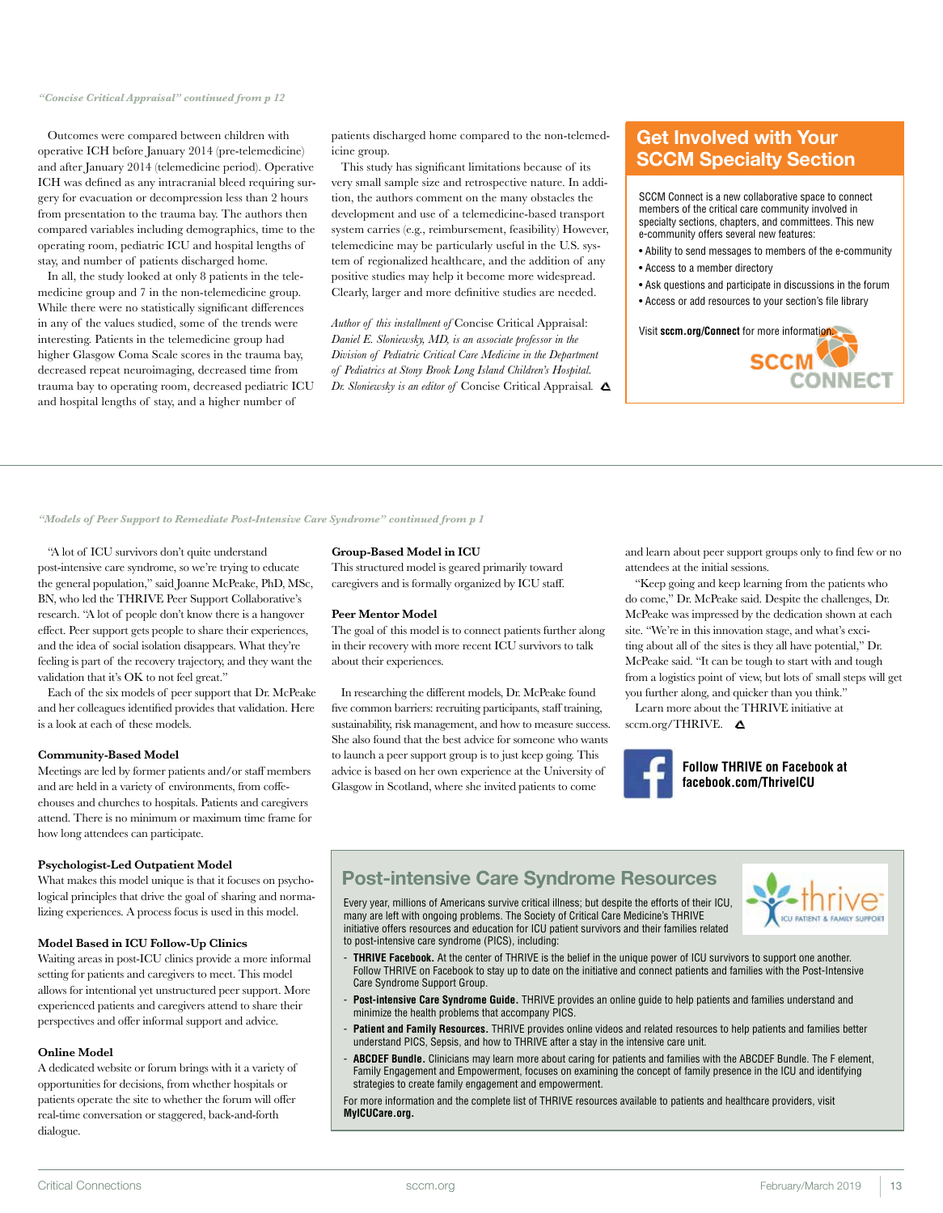*"Concise Critical Appraisal" continued from p 12*

Outcomes were compared between children with operative ICH before January 2014 (pre-telemedicine) and after January 2014 (telemedicine period). Operative ICH was defined as any intracranial bleed requiring surgery for evacuation or decompression less than 2 hours from presentation to the trauma bay. The authors then compared variables including demographics, time to the operating room, pediatric ICU and hospital lengths of stay, and number of patients discharged home.

In all, the study looked at only 8 patients in the telemedicine group and 7 in the non-telemedicine group. While there were no statistically significant differences in any of the values studied, some of the trends were interesting. Patients in the telemedicine group had higher Glasgow Coma Scale scores in the trauma bay, decreased repeat neuroimaging, decreased time from trauma bay to operating room, decreased pediatric ICU and hospital lengths of stay, and a higher number of patients discharged home compared to the non-telemedicine group.

This study has significant limitations because of its very small sample size and retrospective nature. In addition, the authors comment on the many obstacles the development and use of a telemedicine-based transport system carries (e.g., reimbursement, feasibility) However, telemedicine may be particularly useful in the U.S. system of regionalized healthcare, and the addition of any positive studies may help it become more widespread. Clearly, larger and more definitive studies are needed.

*Author of this installment of* Concise Critical Appraisal: *Daniel E. Sloniewsky, MD, is an associate professor in the Division of Pediatric Critical Care Medicine in the Department of Pediatrics at Stony Brook Long Island Children's Hospital. Dr. Sloniewsky is an editor of* Concise Critical Appraisal.

## Get Involved with Your SCCM Specialty Section

SCCM Connect is a new collaborative space to connect members of the critical care community involved in specialty sections, chapters, and committees. This new e-community offers several new features:

- Ability to send messages to members of the e-community
- Access to a member directory
- Ask questions and participate in discussions in the forum
- Access or add resources to your section's file library

Visit **sccm.org/Connect** for more information.

SCCM CONNECT

---

*"Models of Peer Support to Remediate Post-Intensive Care Syndrome" continued from p 1*

"A lot of ICU survivors don't quite understand post-intensive care syndrome, so we're trying to educate the general population," said Joanne McPeake, PhD, MSc, BN, who led the THRIVE Peer Support Collaborative's research. "A lot of people don't know there is a hangover effect. Peer support gets people to share their experiences, and the idea of social isolation disappears. What they're feeling is part of the recovery trajectory, and they want the validation that it's OK to not feel great."

Each of the six models of peer support that Dr. McPeake and her colleagues identified provides that validation. Here is a look at each of these models.

**Community-Based Model**
Meetings are led by former patients and/or staff members and are held in a variety of environments, from coffeehouses and churches to hospitals. Patients and caregivers attend. There is no minimum or maximum time frame for how long attendees can participate.

**Psychologist-Led Outpatient Model**
What makes this model unique is that it focuses on psychological principles that drive the goal of sharing and normalizing experiences. A process focus is used in this model.

**Model Based in ICU Follow-Up Clinics**
Waiting areas in post-ICU clinics provide a more informal setting for patients and caregivers to meet. This model allows for intentional yet unstructured peer support. More experienced patients and caregivers attend to share their perspectives and offer informal support and advice.

**Online Model**
A dedicated website or forum brings with it a variety of opportunities for decisions, from whether hospitals or patients operate the site to whether the forum will offer real-time conversation or staggered, back-and-forth dialogue.

**Group-Based Model in ICU**
This structured model is geared primarily toward caregivers and is formally organized by ICU staff.

**Peer Mentor Model**
The goal of this model is to connect patients further along in their recovery with more recent ICU survivors to talk about their experiences.

In researching the different models, Dr. McPeake found five common barriers: recruiting participants, staff training, sustainability, risk management, and how to measure success. She also found that the best advice for someone who wants to launch a peer support group is to just keep going. This advice is based on her own experience at the University of Glasgow in Scotland, where she invited patients to come and learn about peer support groups only to find few or no attendees at the initial sessions.

"Keep going and keep learning from the patients who do come," Dr. McPeake said. Despite the challenges, Dr. McPeake was impressed by the dedication shown at each site. "We're in this innovation stage, and what's exciting about all of the sites is they all have potential," Dr. McPeake said. "It can be tough to start with and tough from a logistics point of view, but lots of small steps will get you further along, and quicker than you think."

Learn more about the THRIVE initiative at sccm.org/THRIVE.

**Follow THRIVE on Facebook at facebook.com/ThriveICU**

## Post-intensive Care Syndrome Resources

Every year, millions of Americans survive critical illness; but despite the efforts of their ICU, many are left with ongoing problems. The Society of Critical Care Medicine's THRIVE initiative offers resources and education for ICU patient survivors and their families related to post-intensive care syndrome (PICS), including:

- **THRIVE Facebook.** At the center of THRIVE is the belief in the unique power of ICU survivors to support one another. Follow THRIVE on Facebook to stay up to date on the initiative and connect patients and families with the Post-Intensive Care Syndrome Support Group.
- **Post-intensive Care Syndrome Guide.** THRIVE provides an online guide to help patients and families understand and minimize the health problems that accompany PICS.
- **Patient and Family Resources.** THRIVE provides online videos and related resources to help patients and families better understand PICS, Sepsis, and how to THRIVE after a stay in the intensive care unit.
- **ABCDEF Bundle.** Clinicians may learn more about caring for patients and families with the ABCDEF Bundle. The F element, Family Engagement and Empowerment, focuses on examining the concept of family presence in the ICU and identifying strategies to create family engagement and empowerment.

For more information and the complete list of THRIVE resources available to patients and healthcare providers, visit **MyICUCare.org.**